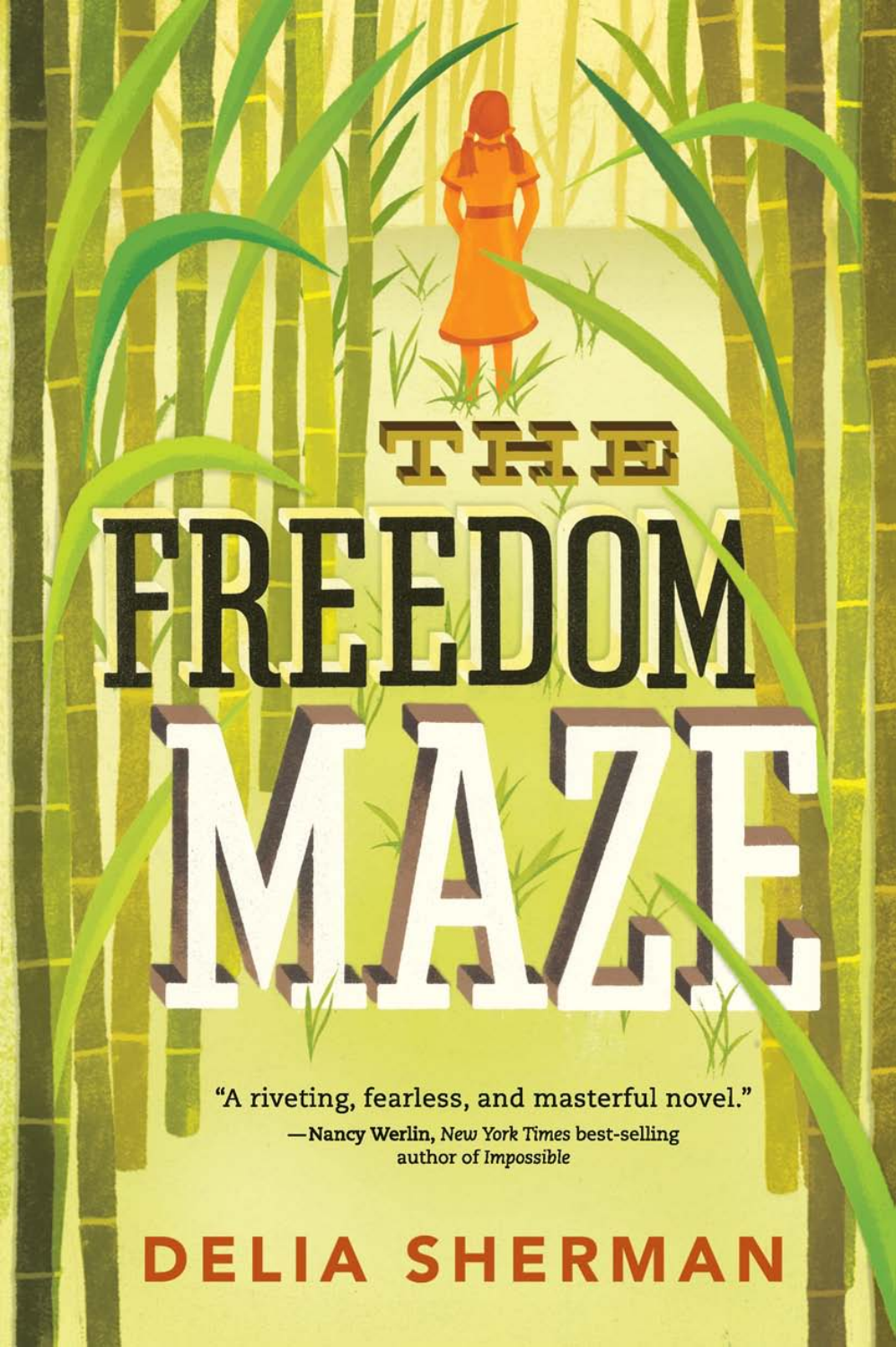# THE FREEDOM MAZE

"A riveting, fearless, and masterful novel."
—**Nancy Werlin,** *New York Times* best-selling author of *Impossible*

DELIA SHERMAN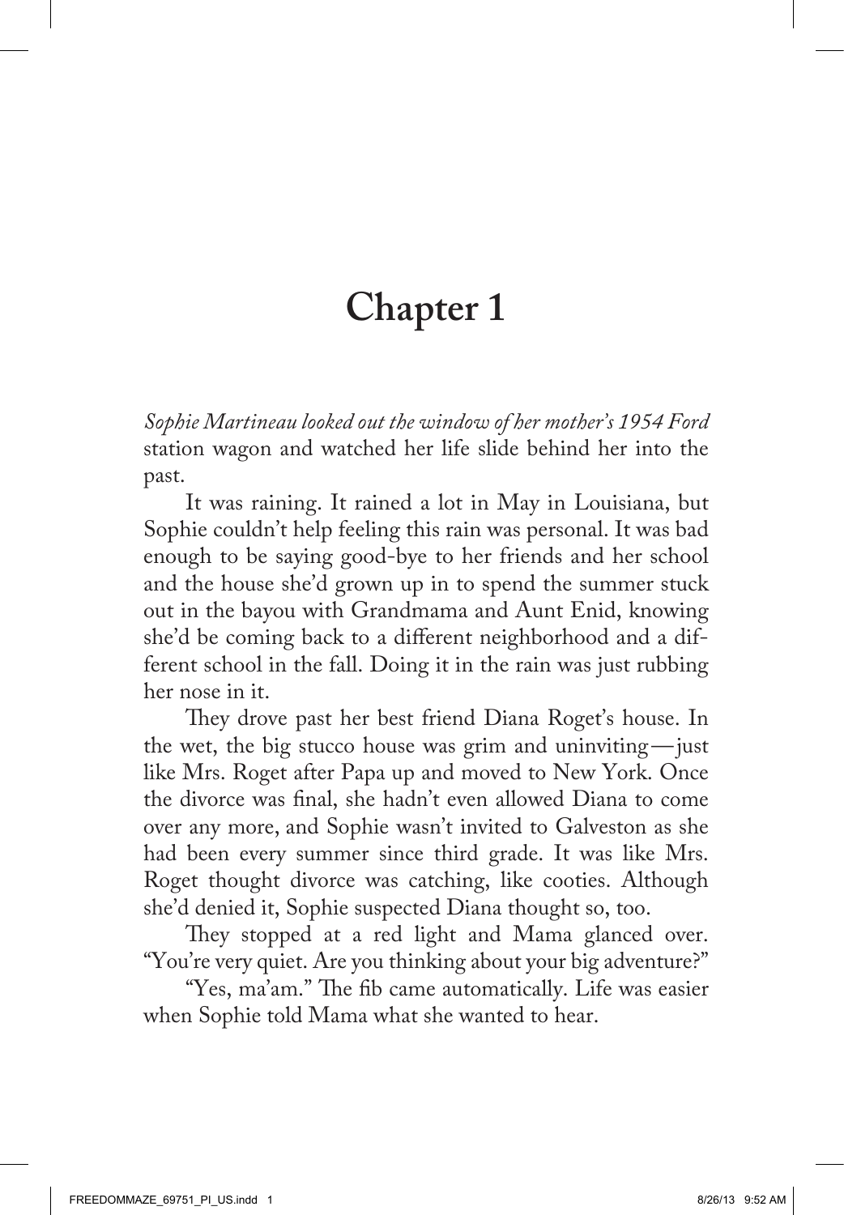# Chapter 1

*Sophie Martineau looked out the window of her mother's 1954 Ford* station wagon and watched her life slide behind her into the past.

It was raining. It rained a lot in May in Louisiana, but Sophie couldn't help feeling this rain was personal. It was bad enough to be saying good-bye to her friends and her school and the house she'd grown up in to spend the summer stuck out in the bayou with Grandmama and Aunt Enid, knowing she'd be coming back to a different neighborhood and a different school in the fall. Doing it in the rain was just rubbing her nose in it.

They drove past her best friend Diana Roget's house. In the wet, the big stucco house was grim and uninviting—just like Mrs. Roget after Papa up and moved to New York. Once the divorce was final, she hadn't even allowed Diana to come over any more, and Sophie wasn't invited to Galveston as she had been every summer since third grade. It was like Mrs. Roget thought divorce was catching, like cooties. Although she'd denied it, Sophie suspected Diana thought so, too.

They stopped at a red light and Mama glanced over. "You're very quiet. Are you thinking about your big adventure?"

"Yes, ma'am." The fib came automatically. Life was easier when Sophie told Mama what she wanted to hear.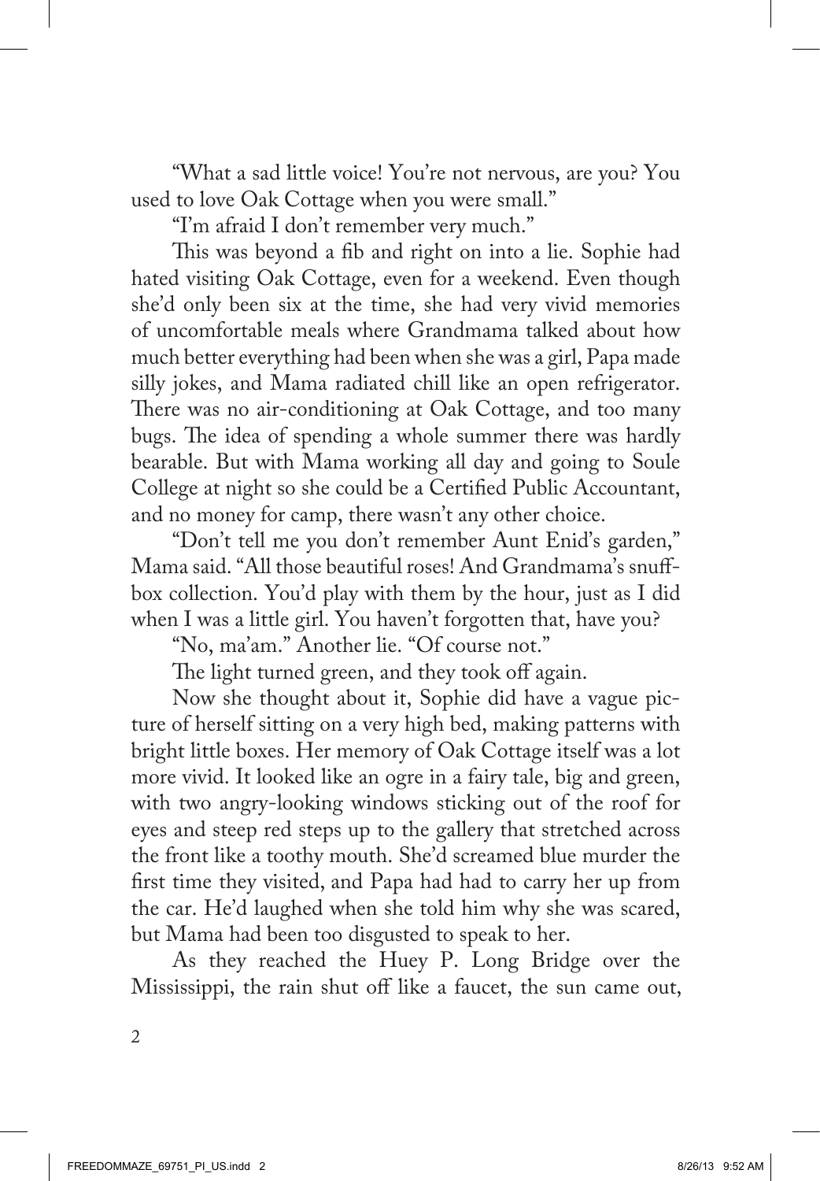"What a sad little voice! You're not nervous, are you? You used to love Oak Cottage when you were small."

"I'm afraid I don't remember very much."

This was beyond a fib and right on into a lie. Sophie had hated visiting Oak Cottage, even for a weekend. Even though she'd only been six at the time, she had very vivid memories of uncomfortable meals where Grandmama talked about how much better everything had been when she was a girl, Papa made silly jokes, and Mama radiated chill like an open refrigerator. There was no air-conditioning at Oak Cottage, and too many bugs. The idea of spending a whole summer there was hardly bearable. But with Mama working all day and going to Soule College at night so she could be a Certified Public Accountant, and no money for camp, there wasn't any other choice.

"Don't tell me you don't remember Aunt Enid's garden," Mama said. "All those beautiful roses! And Grandmama's snuffbox collection. You'd play with them by the hour, just as I did when I was a little girl. You haven't forgotten that, have you?

"No, ma'am." Another lie. "Of course not."

The light turned green, and they took off again.

Now she thought about it, Sophie did have a vague picture of herself sitting on a very high bed, making patterns with bright little boxes. Her memory of Oak Cottage itself was a lot more vivid. It looked like an ogre in a fairy tale, big and green, with two angry-looking windows sticking out of the roof for eyes and steep red steps up to the gallery that stretched across the front like a toothy mouth. She'd screamed blue murder the first time they visited, and Papa had had to carry her up from the car. He'd laughed when she told him why she was scared, but Mama had been too disgusted to speak to her.

As they reached the Huey P. Long Bridge over the Mississippi, the rain shut off like a faucet, the sun came out,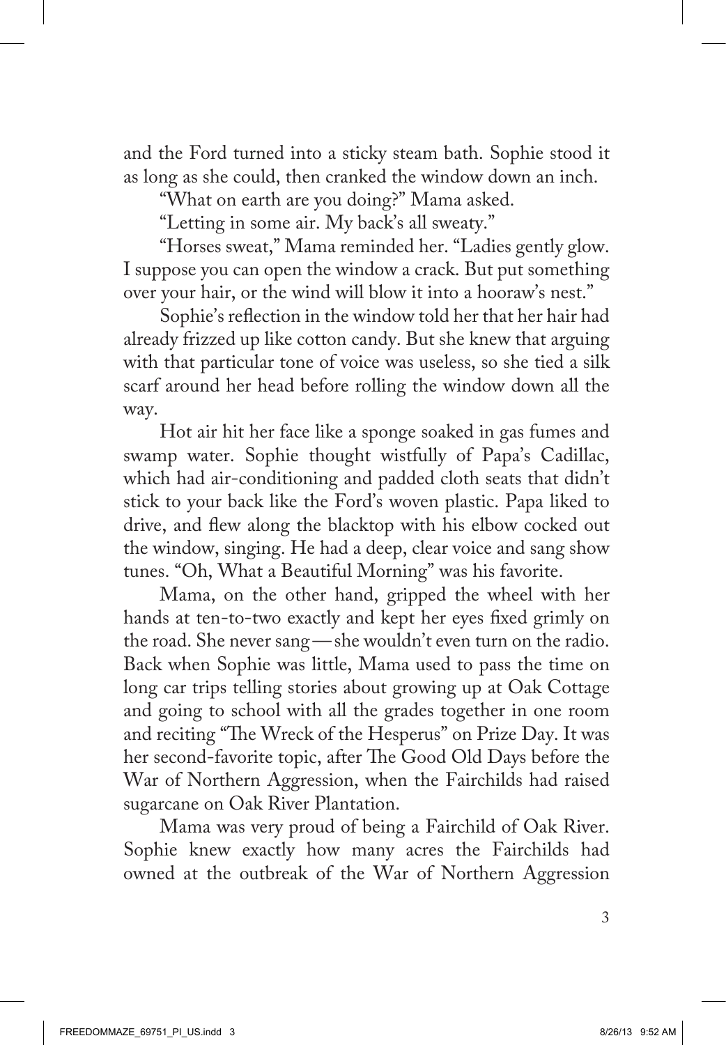and the Ford turned into a sticky steam bath. Sophie stood it as long as she could, then cranked the window down an inch.

"What on earth are you doing?" Mama asked.

"Letting in some air. My back's all sweaty."

"Horses sweat," Mama reminded her. "Ladies gently glow. I suppose you can open the window a crack. But put something over your hair, or the wind will blow it into a hooraw's nest."

Sophie's reflection in the window told her that her hair had already frizzed up like cotton candy. But she knew that arguing with that particular tone of voice was useless, so she tied a silk scarf around her head before rolling the window down all the way.

Hot air hit her face like a sponge soaked in gas fumes and swamp water. Sophie thought wistfully of Papa's Cadillac, which had air-conditioning and padded cloth seats that didn't stick to your back like the Ford's woven plastic. Papa liked to drive, and flew along the blacktop with his elbow cocked out the window, singing. He had a deep, clear voice and sang show tunes. "Oh, What a Beautiful Morning" was his favorite.

Mama, on the other hand, gripped the wheel with her hands at ten-to-two exactly and kept her eyes fixed grimly on the road. She never sang—she wouldn't even turn on the radio. Back when Sophie was little, Mama used to pass the time on long car trips telling stories about growing up at Oak Cottage and going to school with all the grades together in one room and reciting "The Wreck of the Hesperus" on Prize Day. It was her second-favorite topic, after The Good Old Days before the War of Northern Aggression, when the Fairchilds had raised sugarcane on Oak River Plantation.

Mama was very proud of being a Fairchild of Oak River. Sophie knew exactly how many acres the Fairchilds had owned at the outbreak of the War of Northern Aggression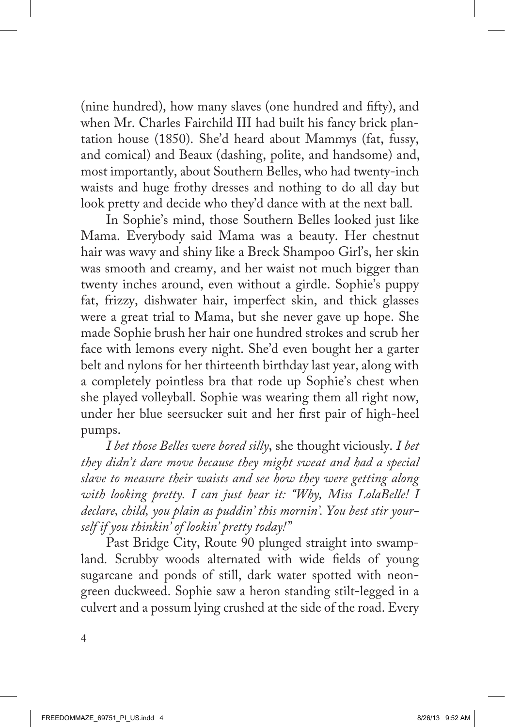(nine hundred), how many slaves (one hundred and fifty), and when Mr. Charles Fairchild III had built his fancy brick plantation house (1850). She'd heard about Mammys (fat, fussy, and comical) and Beaux (dashing, polite, and handsome) and, most importantly, about Southern Belles, who had twenty-inch waists and huge frothy dresses and nothing to do all day but look pretty and decide who they'd dance with at the next ball.

In Sophie's mind, those Southern Belles looked just like Mama. Everybody said Mama was a beauty. Her chestnut hair was wavy and shiny like a Breck Shampoo Girl's, her skin was smooth and creamy, and her waist not much bigger than twenty inches around, even without a girdle. Sophie's puppy fat, frizzy, dishwater hair, imperfect skin, and thick glasses were a great trial to Mama, but she never gave up hope. She made Sophie brush her hair one hundred strokes and scrub her face with lemons every night. She'd even bought her a garter belt and nylons for her thirteenth birthday last year, along with a completely pointless bra that rode up Sophie's chest when she played volleyball. Sophie was wearing them all right now, under her blue seersucker suit and her first pair of high-heel pumps.

*I bet those Belles were bored silly*, she thought viciously. *I bet they didn't dare move because they might sweat and had a special slave to measure their waists and see how they were getting along with looking pretty. I can just hear it: "Why, Miss LolaBelle! I declare, child, you plain as puddin' this mornin'. You best stir yourself if you thinkin' of lookin' pretty today!"*

Past Bridge City, Route 90 plunged straight into swampland. Scrubby woods alternated with wide fields of young sugarcane and ponds of still, dark water spotted with neon-green duckweed. Sophie saw a heron standing stilt-legged in a culvert and a possum lying crushed at the side of the road. Every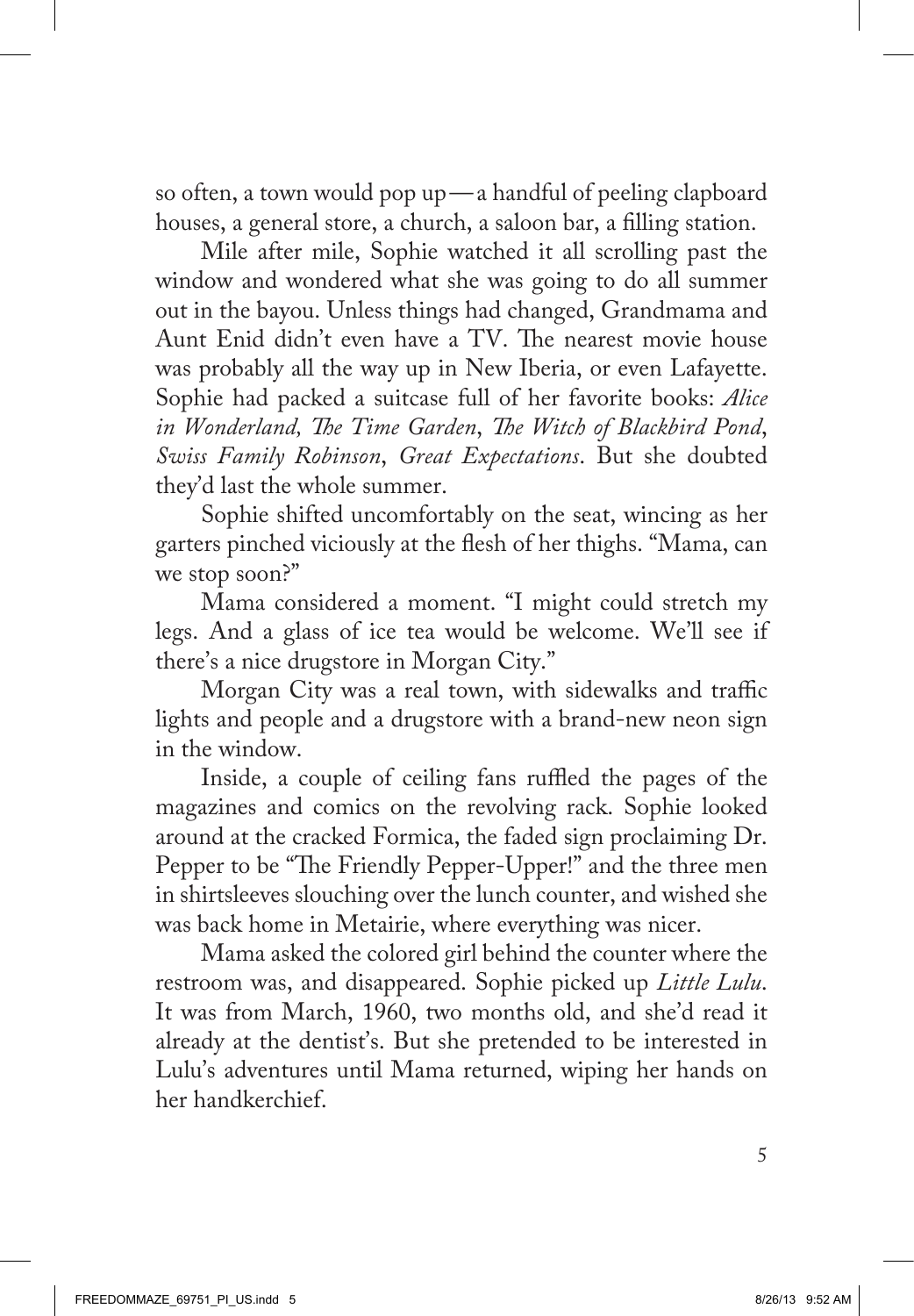so often, a town would pop up — a handful of peeling clapboard houses, a general store, a church, a saloon bar, a filling station.

Mile after mile, Sophie watched it all scrolling past the window and wondered what she was going to do all summer out in the bayou. Unless things had changed, Grandmama and Aunt Enid didn't even have a TV. The nearest movie house was probably all the way up in New Iberia, or even Lafayette. Sophie had packed a suitcase full of her favorite books: *Alice in Wonderland, The Time Garden*, *The Witch of Blackbird Pond*, *Swiss Family Robinson*, *Great Expectations*. But she doubted they'd last the whole summer.

Sophie shifted uncomfortably on the seat, wincing as her garters pinched viciously at the flesh of her thighs. "Mama, can we stop soon?"

Mama considered a moment. "I might could stretch my legs. And a glass of ice tea would be welcome. We'll see if there's a nice drugstore in Morgan City."

Morgan City was a real town, with sidewalks and traffic lights and people and a drugstore with a brand-new neon sign in the window.

Inside, a couple of ceiling fans ruffled the pages of the magazines and comics on the revolving rack. Sophie looked around at the cracked Formica, the faded sign proclaiming Dr. Pepper to be "The Friendly Pepper-Upper!" and the three men in shirtsleeves slouching over the lunch counter, and wished she was back home in Metairie, where everything was nicer.

Mama asked the colored girl behind the counter where the restroom was, and disappeared. Sophie picked up *Little Lulu*. It was from March, 1960, two months old, and she'd read it already at the dentist's. But she pretended to be interested in Lulu's adventures until Mama returned, wiping her hands on her handkerchief.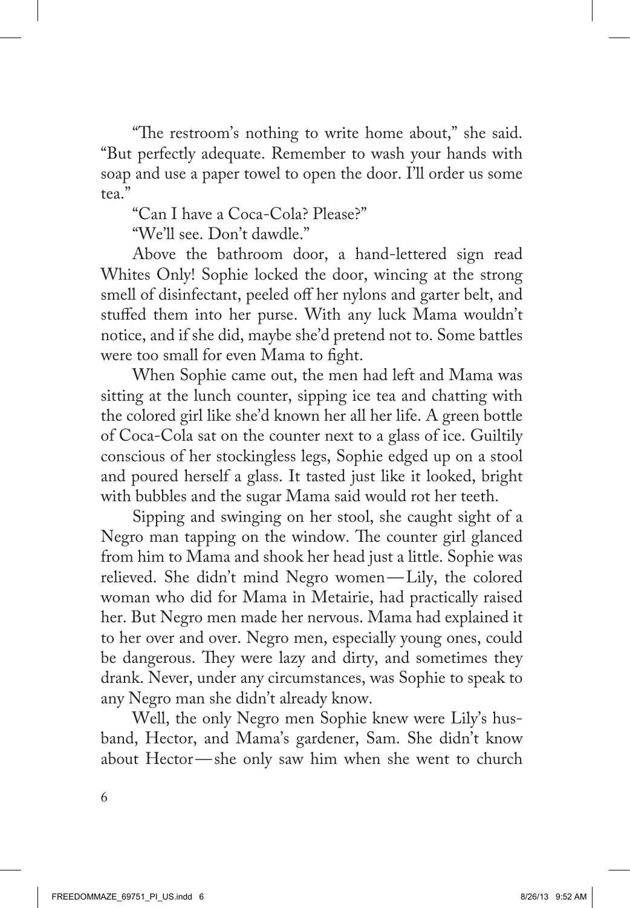"The restroom's nothing to write home about," she said. "But perfectly adequate. Remember to wash your hands with soap and use a paper towel to open the door. I'll order us some tea."

"Can I have a Coca-Cola? Please?"

"We'll see. Don't dawdle."

Above the bathroom door, a hand-lettered sign read Whites Only! Sophie locked the door, wincing at the strong smell of disinfectant, peeled off her nylons and garter belt, and stuffed them into her purse. With any luck Mama wouldn't notice, and if she did, maybe she'd pretend not to. Some battles were too small for even Mama to fight.

When Sophie came out, the men had left and Mama was sitting at the lunch counter, sipping ice tea and chatting with the colored girl like she'd known her all her life. A green bottle of Coca-Cola sat on the counter next to a glass of ice. Guiltily conscious of her stockingless legs, Sophie edged up on a stool and poured herself a glass. It tasted just like it looked, bright with bubbles and the sugar Mama said would rot her teeth.

Sipping and swinging on her stool, she caught sight of a Negro man tapping on the window. The counter girl glanced from him to Mama and shook her head just a little. Sophie was relieved. She didn't mind Negro women—Lily, the colored woman who did for Mama in Metairie, had practically raised her. But Negro men made her nervous. Mama had explained it to her over and over. Negro men, especially young ones, could be dangerous. They were lazy and dirty, and sometimes they drank. Never, under any circumstances, was Sophie to speak to any Negro man she didn't already know.

Well, the only Negro men Sophie knew were Lily's husband, Hector, and Mama's gardener, Sam. She didn't know about Hector—she only saw him when she went to church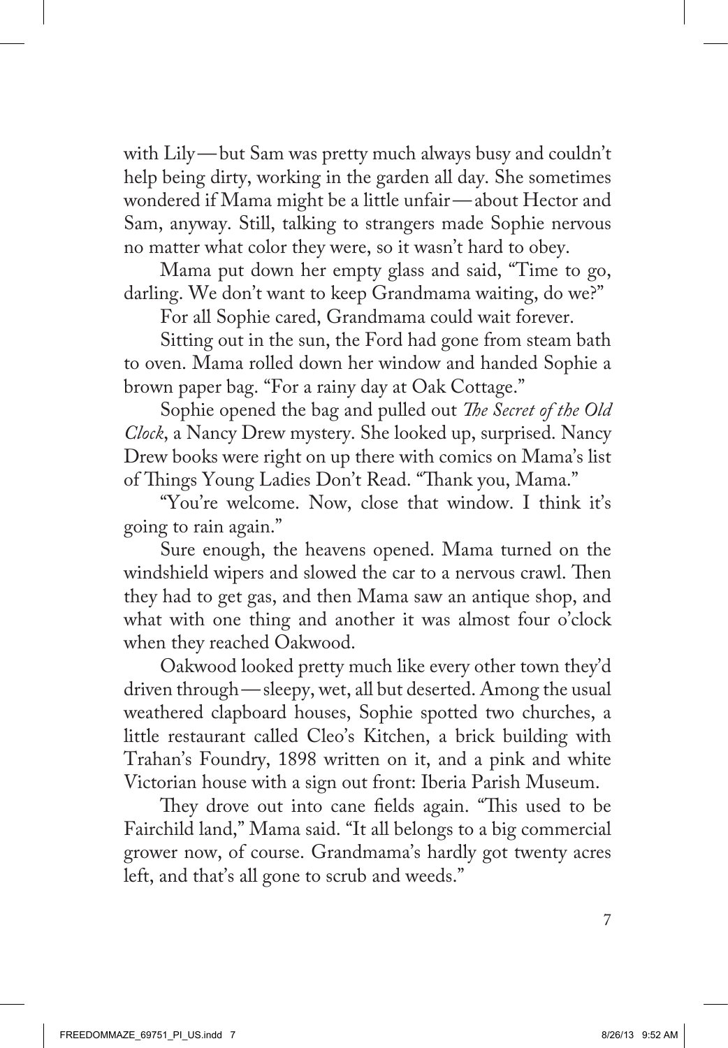with Lily—but Sam was pretty much always busy and couldn't help being dirty, working in the garden all day. She sometimes wondered if Mama might be a little unfair—about Hector and Sam, anyway. Still, talking to strangers made Sophie nervous no matter what color they were, so it wasn't hard to obey.

Mama put down her empty glass and said, "Time to go, darling. We don't want to keep Grandmama waiting, do we?"

For all Sophie cared, Grandmama could wait forever.

Sitting out in the sun, the Ford had gone from steam bath to oven. Mama rolled down her window and handed Sophie a brown paper bag. "For a rainy day at Oak Cottage."

Sophie opened the bag and pulled out *The Secret of the Old Clock*, a Nancy Drew mystery. She looked up, surprised. Nancy Drew books were right on up there with comics on Mama's list of Things Young Ladies Don't Read. "Thank you, Mama."

"You're welcome. Now, close that window. I think it's going to rain again."

Sure enough, the heavens opened. Mama turned on the windshield wipers and slowed the car to a nervous crawl. Then they had to get gas, and then Mama saw an antique shop, and what with one thing and another it was almost four o'clock when they reached Oakwood.

Oakwood looked pretty much like every other town they'd driven through—sleepy, wet, all but deserted. Among the usual weathered clapboard houses, Sophie spotted two churches, a little restaurant called Cleo's Kitchen, a brick building with Trahan's Foundry, 1898 written on it, and a pink and white Victorian house with a sign out front: Iberia Parish Museum.

They drove out into cane fields again. "This used to be Fairchild land," Mama said. "It all belongs to a big commercial grower now, of course. Grandmama's hardly got twenty acres left, and that's all gone to scrub and weeds."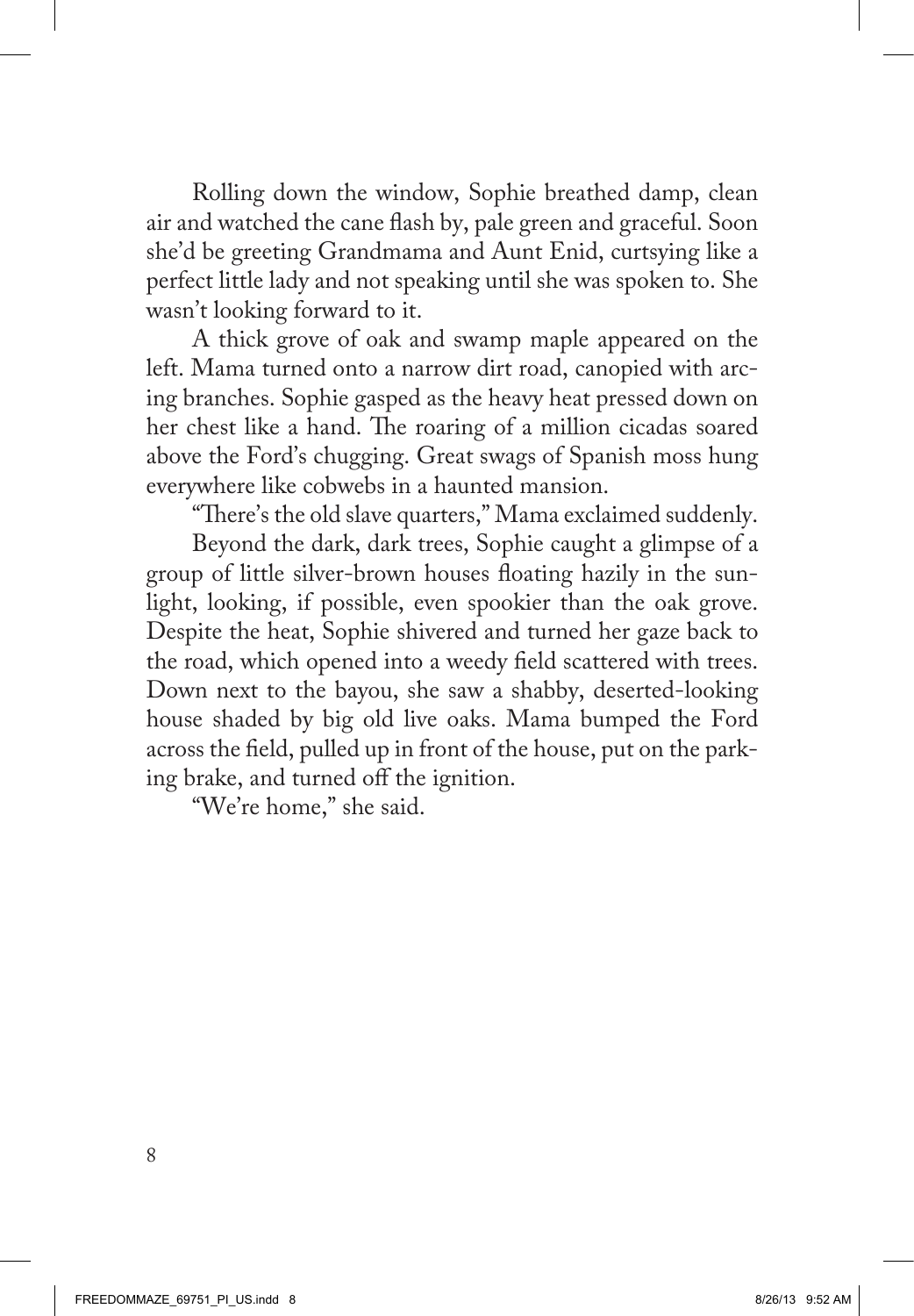Rolling down the window, Sophie breathed damp, clean air and watched the cane flash by, pale green and graceful. Soon she'd be greeting Grandmama and Aunt Enid, curtsying like a perfect little lady and not speaking until she was spoken to. She wasn't looking forward to it.

A thick grove of oak and swamp maple appeared on the left. Mama turned onto a narrow dirt road, canopied with arcing branches. Sophie gasped as the heavy heat pressed down on her chest like a hand. The roaring of a million cicadas soared above the Ford's chugging. Great swags of Spanish moss hung everywhere like cobwebs in a haunted mansion.

"There's the old slave quarters," Mama exclaimed suddenly.

Beyond the dark, dark trees, Sophie caught a glimpse of a group of little silver-brown houses floating hazily in the sunlight, looking, if possible, even spookier than the oak grove. Despite the heat, Sophie shivered and turned her gaze back to the road, which opened into a weedy field scattered with trees. Down next to the bayou, she saw a shabby, deserted-looking house shaded by big old live oaks. Mama bumped the Ford across the field, pulled up in front of the house, put on the parking brake, and turned off the ignition.

"We're home," she said.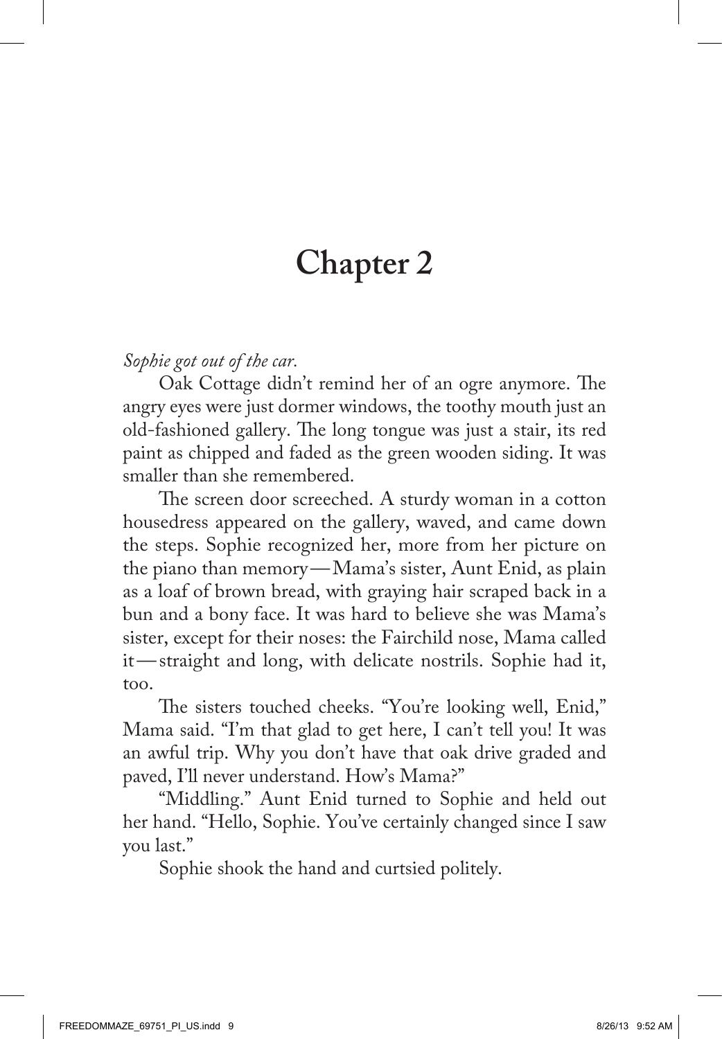# Chapter 2

*Sophie got out of the car.*

Oak Cottage didn't remind her of an ogre anymore. The angry eyes were just dormer windows, the toothy mouth just an old-fashioned gallery. The long tongue was just a stair, its red paint as chipped and faded as the green wooden siding. It was smaller than she remembered.

The screen door screeched. A sturdy woman in a cotton housedress appeared on the gallery, waved, and came down the steps. Sophie recognized her, more from her picture on the piano than memory—Mama's sister, Aunt Enid, as plain as a loaf of brown bread, with graying hair scraped back in a bun and a bony face. It was hard to believe she was Mama's sister, except for their noses: the Fairchild nose, Mama called it—straight and long, with delicate nostrils. Sophie had it, too.

The sisters touched cheeks. "You're looking well, Enid," Mama said. "I'm that glad to get here, I can't tell you! It was an awful trip. Why you don't have that oak drive graded and paved, I'll never understand. How's Mama?"

"Middling." Aunt Enid turned to Sophie and held out her hand. "Hello, Sophie. You've certainly changed since I saw you last."

Sophie shook the hand and curtsied politely.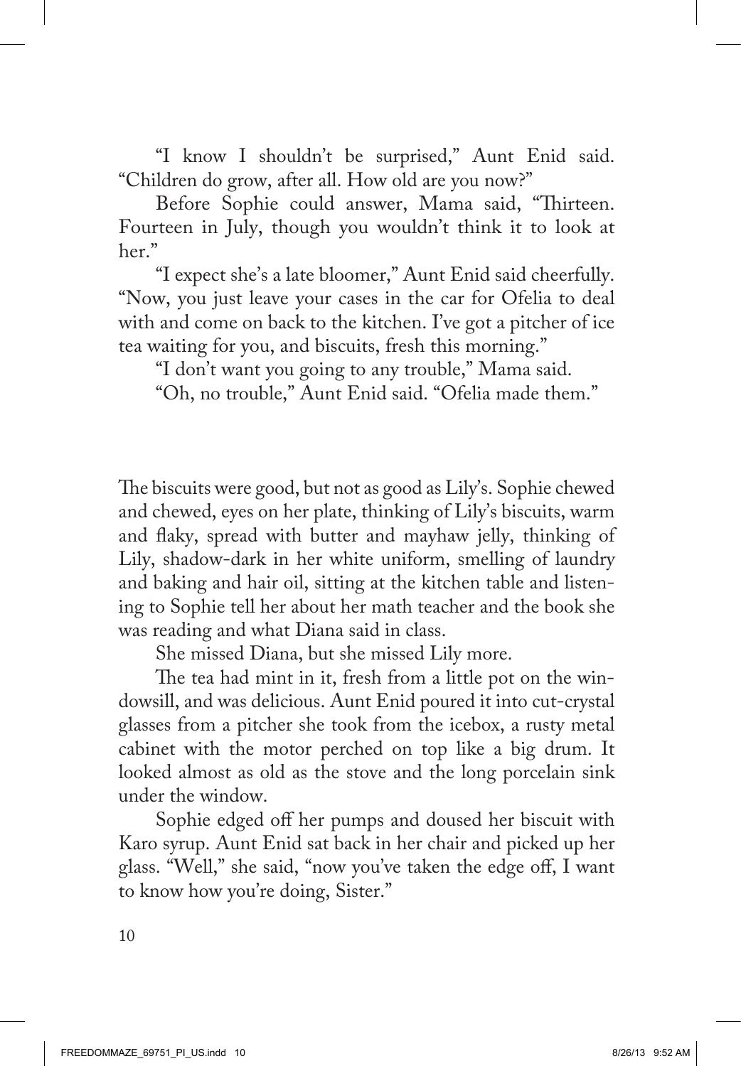"I know I shouldn't be surprised," Aunt Enid said. "Children do grow, after all. How old are you now?"

Before Sophie could answer, Mama said, "Thirteen. Fourteen in July, though you wouldn't think it to look at her."

"I expect she's a late bloomer," Aunt Enid said cheerfully. "Now, you just leave your cases in the car for Ofelia to deal with and come on back to the kitchen. I've got a pitcher of ice tea waiting for you, and biscuits, fresh this morning."

"I don't want you going to any trouble," Mama said.

"Oh, no trouble," Aunt Enid said. "Ofelia made them."

The biscuits were good, but not as good as Lily's. Sophie chewed and chewed, eyes on her plate, thinking of Lily's biscuits, warm and flaky, spread with butter and mayhaw jelly, thinking of Lily, shadow-dark in her white uniform, smelling of laundry and baking and hair oil, sitting at the kitchen table and listening to Sophie tell her about her math teacher and the book she was reading and what Diana said in class.

She missed Diana, but she missed Lily more.

The tea had mint in it, fresh from a little pot on the windowsill, and was delicious. Aunt Enid poured it into cut-crystal glasses from a pitcher she took from the icebox, a rusty metal cabinet with the motor perched on top like a big drum. It looked almost as old as the stove and the long porcelain sink under the window.

Sophie edged off her pumps and doused her biscuit with Karo syrup. Aunt Enid sat back in her chair and picked up her glass. "Well," she said, "now you've taken the edge off, I want to know how you're doing, Sister."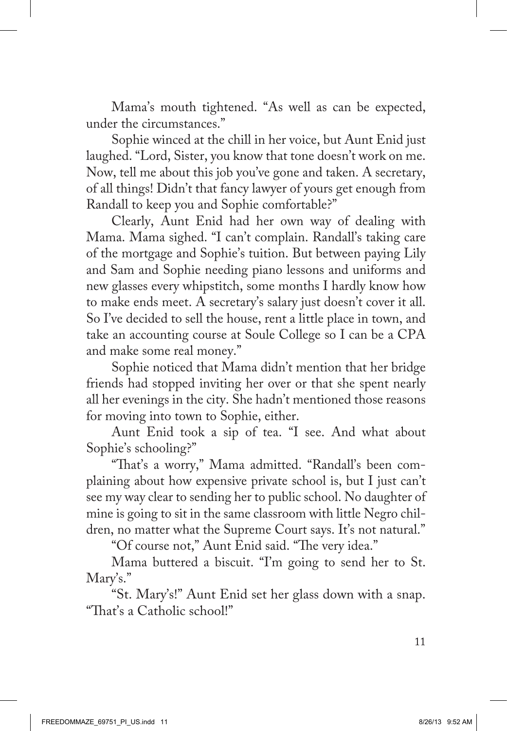Mama's mouth tightened. "As well as can be expected, under the circumstances."

Sophie winced at the chill in her voice, but Aunt Enid just laughed. "Lord, Sister, you know that tone doesn't work on me. Now, tell me about this job you've gone and taken. A secretary, of all things! Didn't that fancy lawyer of yours get enough from Randall to keep you and Sophie comfortable?"

Clearly, Aunt Enid had her own way of dealing with Mama. Mama sighed. "I can't complain. Randall's taking care of the mortgage and Sophie's tuition. But between paying Lily and Sam and Sophie needing piano lessons and uniforms and new glasses every whipstitch, some months I hardly know how to make ends meet. A secretary's salary just doesn't cover it all. So I've decided to sell the house, rent a little place in town, and take an accounting course at Soule College so I can be a CPA and make some real money."

Sophie noticed that Mama didn't mention that her bridge friends had stopped inviting her over or that she spent nearly all her evenings in the city. She hadn't mentioned those reasons for moving into town to Sophie, either.

Aunt Enid took a sip of tea. "I see. And what about Sophie's schooling?"

"That's a worry," Mama admitted. "Randall's been complaining about how expensive private school is, but I just can't see my way clear to sending her to public school. No daughter of mine is going to sit in the same classroom with little Negro children, no matter what the Supreme Court says. It's not natural."

"Of course not," Aunt Enid said. "The very idea."

Mama buttered a biscuit. "I'm going to send her to St. Mary's."

"St. Mary's!" Aunt Enid set her glass down with a snap. "That's a Catholic school!"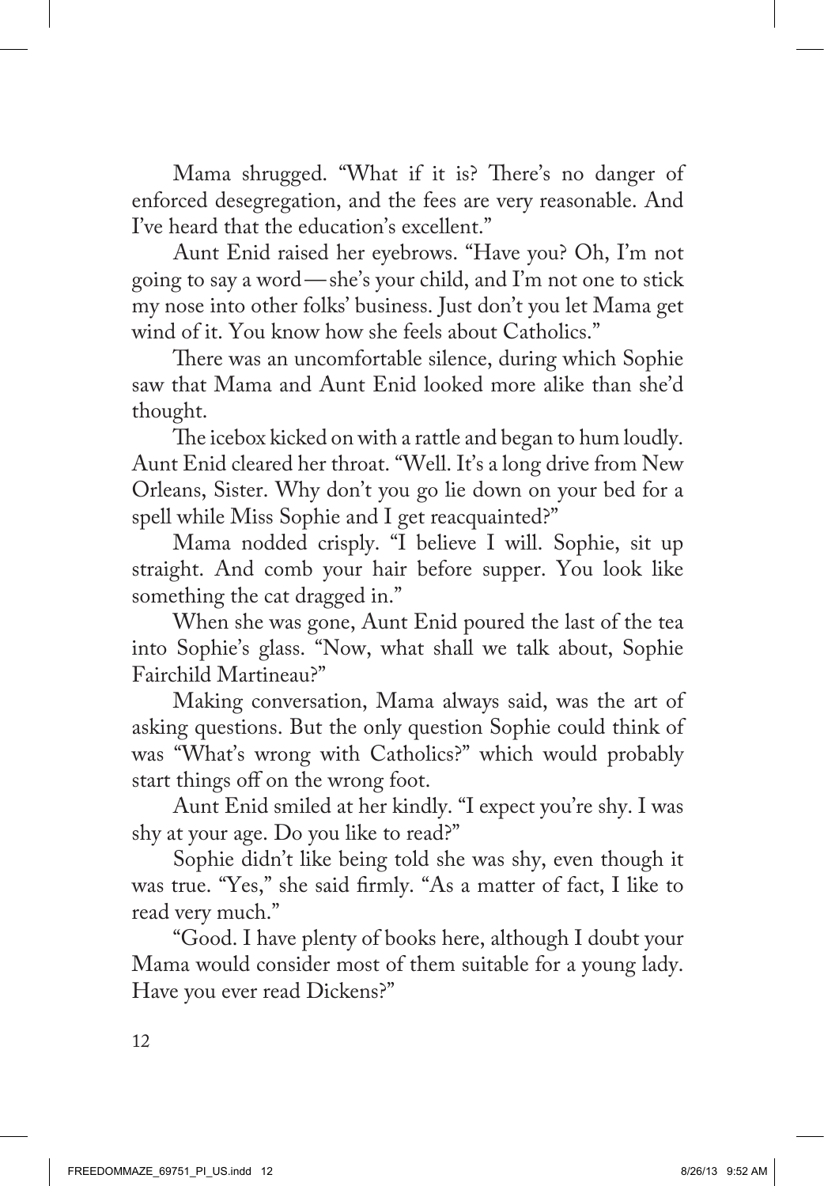Mama shrugged. "What if it is? There's no danger of enforced desegregation, and the fees are very reasonable. And I've heard that the education's excellent."

Aunt Enid raised her eyebrows. "Have you? Oh, I'm not going to say a word—she's your child, and I'm not one to stick my nose into other folks' business. Just don't you let Mama get wind of it. You know how she feels about Catholics."

There was an uncomfortable silence, during which Sophie saw that Mama and Aunt Enid looked more alike than she'd thought.

The icebox kicked on with a rattle and began to hum loudly. Aunt Enid cleared her throat. "Well. It's a long drive from New Orleans, Sister. Why don't you go lie down on your bed for a spell while Miss Sophie and I get reacquainted?"

Mama nodded crisply. "I believe I will. Sophie, sit up straight. And comb your hair before supper. You look like something the cat dragged in."

When she was gone, Aunt Enid poured the last of the tea into Sophie's glass. "Now, what shall we talk about, Sophie Fairchild Martineau?"

Making conversation, Mama always said, was the art of asking questions. But the only question Sophie could think of was "What's wrong with Catholics?" which would probably start things off on the wrong foot.

Aunt Enid smiled at her kindly. "I expect you're shy. I was shy at your age. Do you like to read?"

Sophie didn't like being told she was shy, even though it was true. "Yes," she said firmly. "As a matter of fact, I like to read very much."

"Good. I have plenty of books here, although I doubt your Mama would consider most of them suitable for a young lady. Have you ever read Dickens?"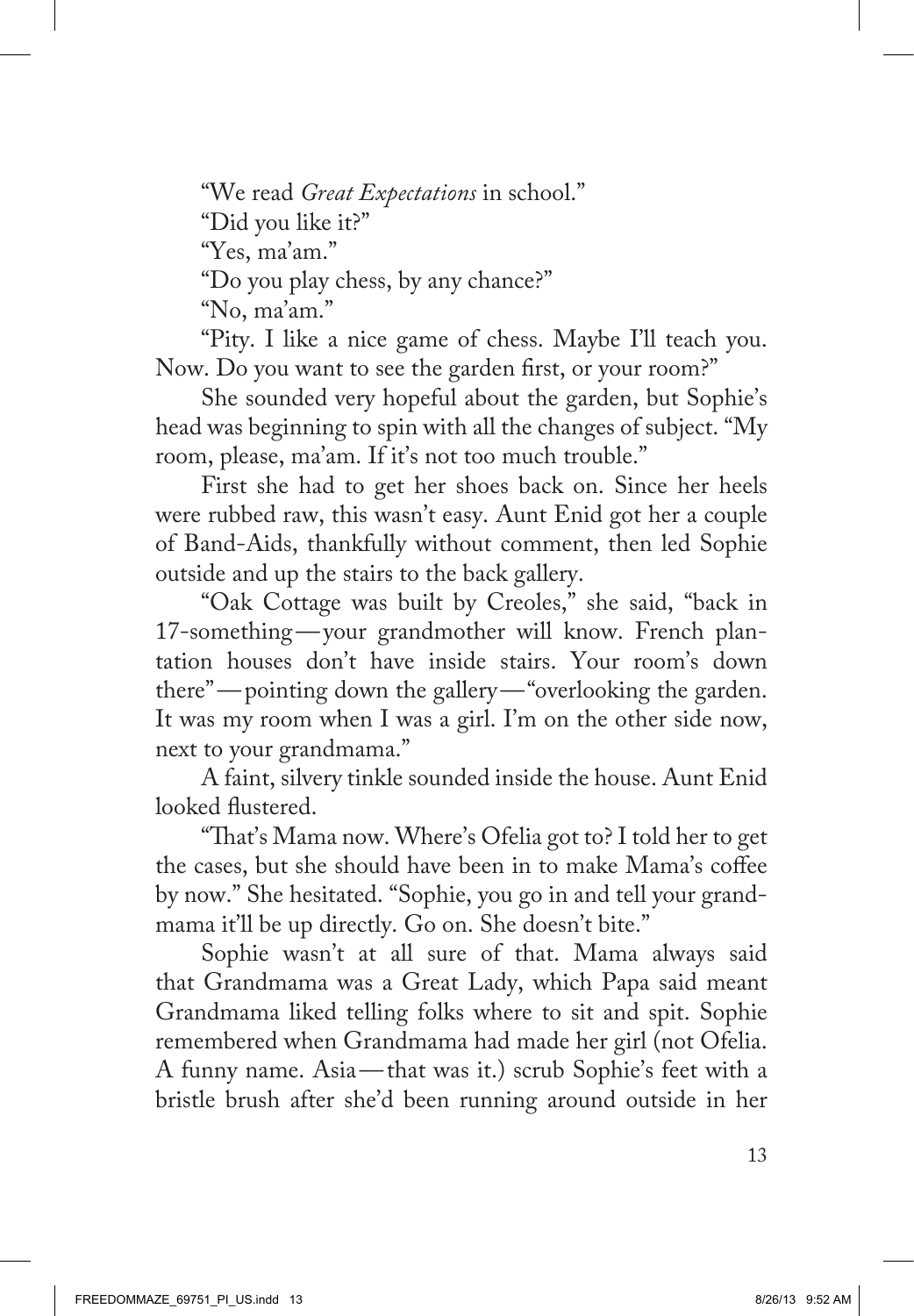"We read *Great Expectations* in school."

"Did you like it?"

"Yes, ma'am."

"Do you play chess, by any chance?"

"No, ma'am."

"Pity. I like a nice game of chess. Maybe I'll teach you. Now. Do you want to see the garden first, or your room?"

She sounded very hopeful about the garden, but Sophie's head was beginning to spin with all the changes of subject. "My room, please, ma'am. If it's not too much trouble."

First she had to get her shoes back on. Since her heels were rubbed raw, this wasn't easy. Aunt Enid got her a couple of Band-Aids, thankfully without comment, then led Sophie outside and up the stairs to the back gallery.

"Oak Cottage was built by Creoles," she said, "back in 17-something—your grandmother will know. French plantation houses don't have inside stairs. Your room's down there"—pointing down the gallery—"overlooking the garden. It was my room when I was a girl. I'm on the other side now, next to your grandmama."

A faint, silvery tinkle sounded inside the house. Aunt Enid looked flustered.

"That's Mama now. Where's Ofelia got to? I told her to get the cases, but she should have been in to make Mama's coffee by now." She hesitated. "Sophie, you go in and tell your grandmama it'll be up directly. Go on. She doesn't bite."

Sophie wasn't at all sure of that. Mama always said that Grandmama was a Great Lady, which Papa said meant Grandmama liked telling folks where to sit and spit. Sophie remembered when Grandmama had made her girl (not Ofelia. A funny name. Asia—that was it.) scrub Sophie's feet with a bristle brush after she'd been running around outside in her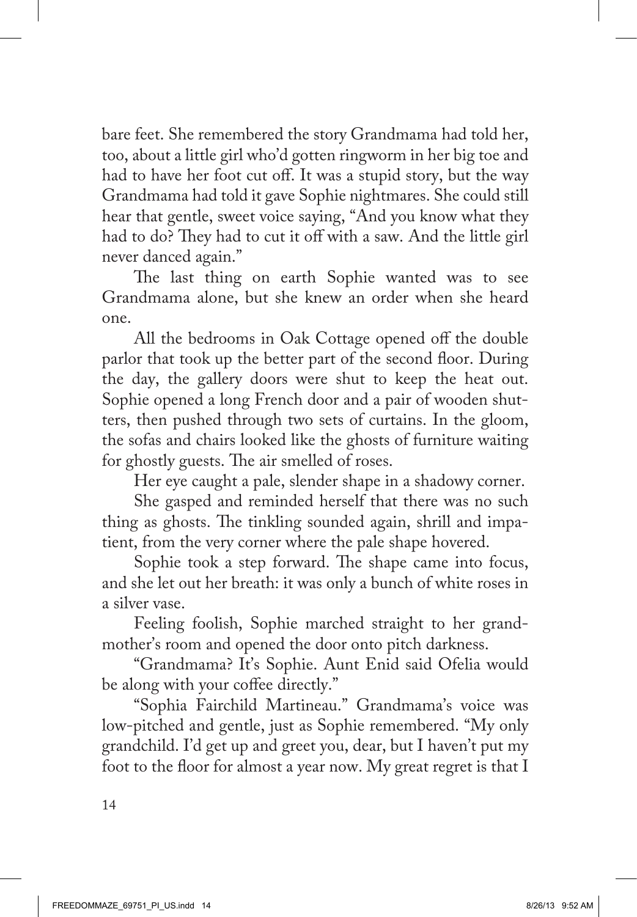bare feet. She remembered the story Grandmama had told her, too, about a little girl who'd gotten ringworm in her big toe and had to have her foot cut off. It was a stupid story, but the way Grandmama had told it gave Sophie nightmares. She could still hear that gentle, sweet voice saying, "And you know what they had to do? They had to cut it off with a saw. And the little girl never danced again."

The last thing on earth Sophie wanted was to see Grandmama alone, but she knew an order when she heard one.

All the bedrooms in Oak Cottage opened off the double parlor that took up the better part of the second floor. During the day, the gallery doors were shut to keep the heat out. Sophie opened a long French door and a pair of wooden shutters, then pushed through two sets of curtains. In the gloom, the sofas and chairs looked like the ghosts of furniture waiting for ghostly guests. The air smelled of roses.

Her eye caught a pale, slender shape in a shadowy corner.

She gasped and reminded herself that there was no such thing as ghosts. The tinkling sounded again, shrill and impatient, from the very corner where the pale shape hovered.

Sophie took a step forward. The shape came into focus, and she let out her breath: it was only a bunch of white roses in a silver vase.

Feeling foolish, Sophie marched straight to her grandmother's room and opened the door onto pitch darkness.

"Grandmama? It's Sophie. Aunt Enid said Ofelia would be along with your coffee directly."

"Sophia Fairchild Martineau." Grandmama's voice was low-pitched and gentle, just as Sophie remembered. "My only grandchild. I'd get up and greet you, dear, but I haven't put my foot to the floor for almost a year now. My great regret is that I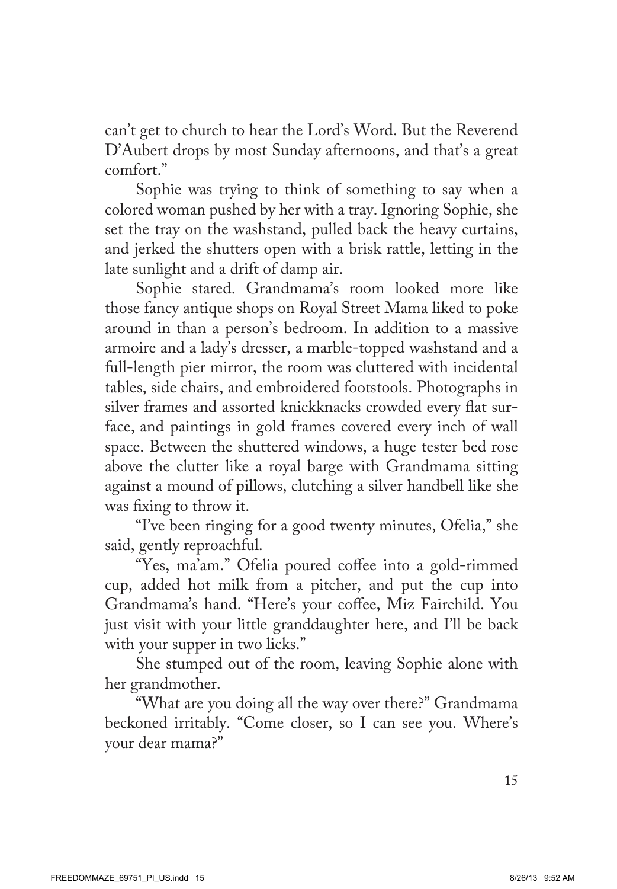can't get to church to hear the Lord's Word. But the Reverend D'Aubert drops by most Sunday afternoons, and that's a great comfort."

Sophie was trying to think of something to say when a colored woman pushed by her with a tray. Ignoring Sophie, she set the tray on the washstand, pulled back the heavy curtains, and jerked the shutters open with a brisk rattle, letting in the late sunlight and a drift of damp air.

Sophie stared. Grandmama's room looked more like those fancy antique shops on Royal Street Mama liked to poke around in than a person's bedroom. In addition to a massive armoire and a lady's dresser, a marble-topped washstand and a full-length pier mirror, the room was cluttered with incidental tables, side chairs, and embroidered footstools. Photographs in silver frames and assorted knickknacks crowded every flat surface, and paintings in gold frames covered every inch of wall space. Between the shuttered windows, a huge tester bed rose above the clutter like a royal barge with Grandmama sitting against a mound of pillows, clutching a silver handbell like she was fixing to throw it.

"I've been ringing for a good twenty minutes, Ofelia," she said, gently reproachful.

"Yes, ma'am." Ofelia poured coffee into a gold-rimmed cup, added hot milk from a pitcher, and put the cup into Grandmama's hand. "Here's your coffee, Miz Fairchild. You just visit with your little granddaughter here, and I'll be back with your supper in two licks."

She stumped out of the room, leaving Sophie alone with her grandmother.

"What are you doing all the way over there?" Grandmama beckoned irritably. "Come closer, so I can see you. Where's your dear mama?"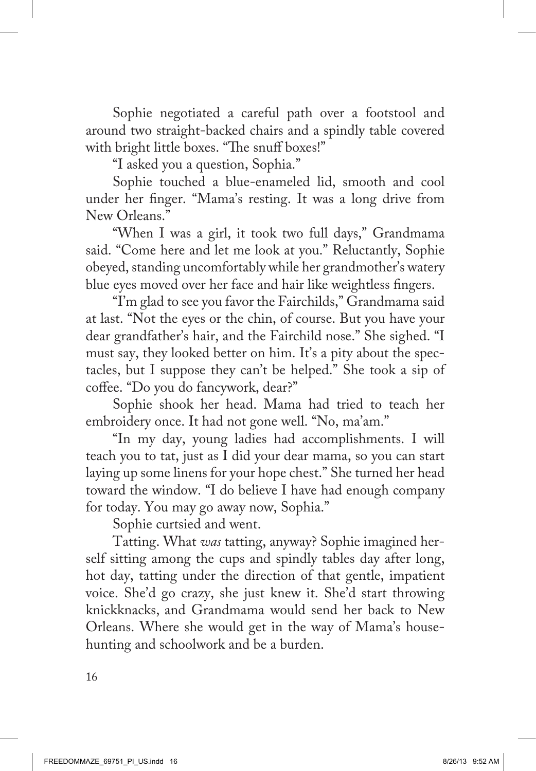Sophie negotiated a careful path over a footstool and around two straight-backed chairs and a spindly table covered with bright little boxes. "The snuff boxes!"

"I asked you a question, Sophia."

Sophie touched a blue-enameled lid, smooth and cool under her finger. "Mama's resting. It was a long drive from New Orleans."

"When I was a girl, it took two full days," Grandmama said. "Come here and let me look at you." Reluctantly, Sophie obeyed, standing uncomfortably while her grandmother's watery blue eyes moved over her face and hair like weightless fingers.

"I'm glad to see you favor the Fairchilds," Grandmama said at last. "Not the eyes or the chin, of course. But you have your dear grandfather's hair, and the Fairchild nose." She sighed. "I must say, they looked better on him. It's a pity about the spectacles, but I suppose they can't be helped." She took a sip of coffee. "Do you do fancywork, dear?"

Sophie shook her head. Mama had tried to teach her embroidery once. It had not gone well. "No, ma'am."

"In my day, young ladies had accomplishments. I will teach you to tat, just as I did your dear mama, so you can start laying up some linens for your hope chest." She turned her head toward the window. "I do believe I have had enough company for today. You may go away now, Sophia."

Sophie curtsied and went.

Tatting. What *was* tatting, anyway? Sophie imagined herself sitting among the cups and spindly tables day after long, hot day, tatting under the direction of that gentle, impatient voice. She'd go crazy, she just knew it. She'd start throwing knickknacks, and Grandmama would send her back to New Orleans. Where she would get in the way of Mama's house-hunting and schoolwork and be a burden.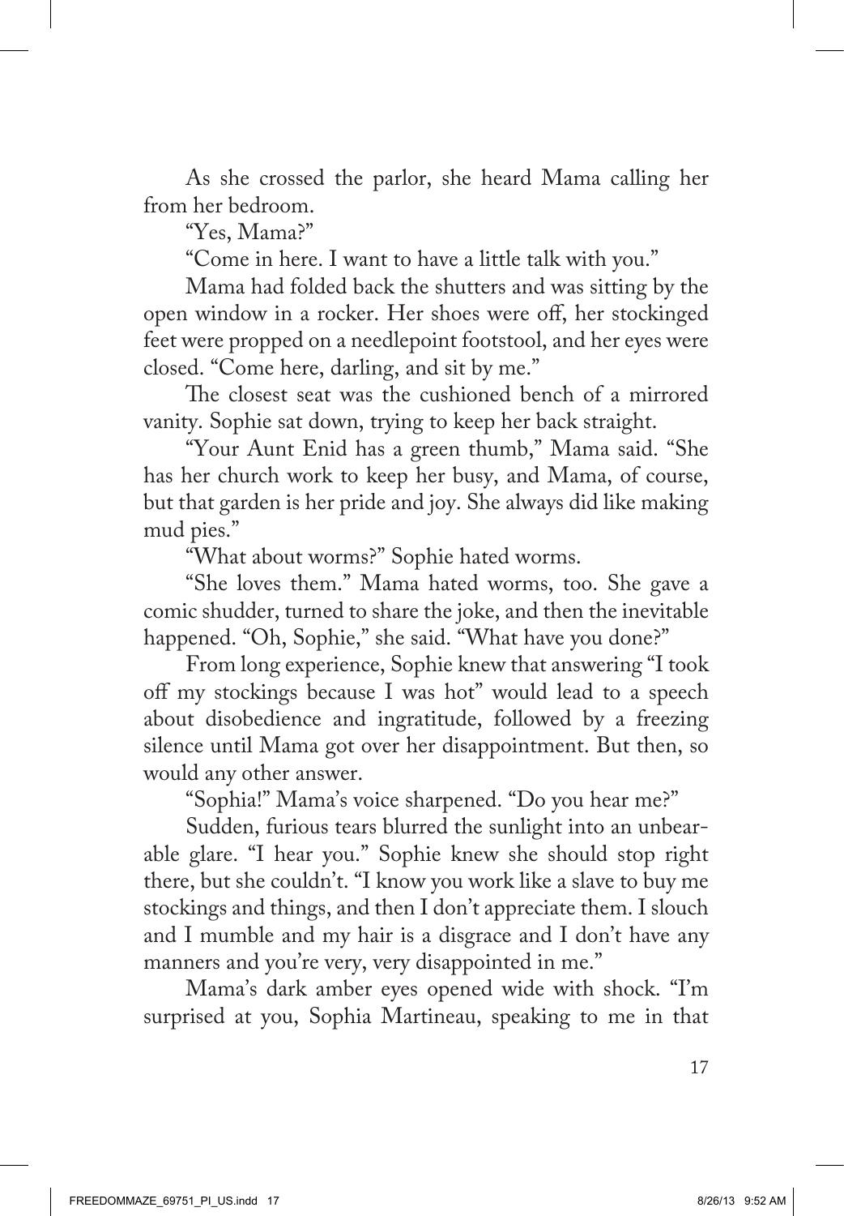As she crossed the parlor, she heard Mama calling her from her bedroom.

"Yes, Mama?"

"Come in here. I want to have a little talk with you."

Mama had folded back the shutters and was sitting by the open window in a rocker. Her shoes were off, her stockinged feet were propped on a needlepoint footstool, and her eyes were closed. "Come here, darling, and sit by me."

The closest seat was the cushioned bench of a mirrored vanity. Sophie sat down, trying to keep her back straight.

"Your Aunt Enid has a green thumb," Mama said. "She has her church work to keep her busy, and Mama, of course, but that garden is her pride and joy. She always did like making mud pies."

"What about worms?" Sophie hated worms.

"She loves them." Mama hated worms, too. She gave a comic shudder, turned to share the joke, and then the inevitable happened. "Oh, Sophie," she said. "What have you done?"

From long experience, Sophie knew that answering "I took off my stockings because I was hot" would lead to a speech about disobedience and ingratitude, followed by a freezing silence until Mama got over her disappointment. But then, so would any other answer.

"Sophia!" Mama's voice sharpened. "Do you hear me?"

Sudden, furious tears blurred the sunlight into an unbearable glare. "I hear you." Sophie knew she should stop right there, but she couldn't. "I know you work like a slave to buy me stockings and things, and then I don't appreciate them. I slouch and I mumble and my hair is a disgrace and I don't have any manners and you're very, very disappointed in me."

Mama's dark amber eyes opened wide with shock. "I'm surprised at you, Sophia Martineau, speaking to me in that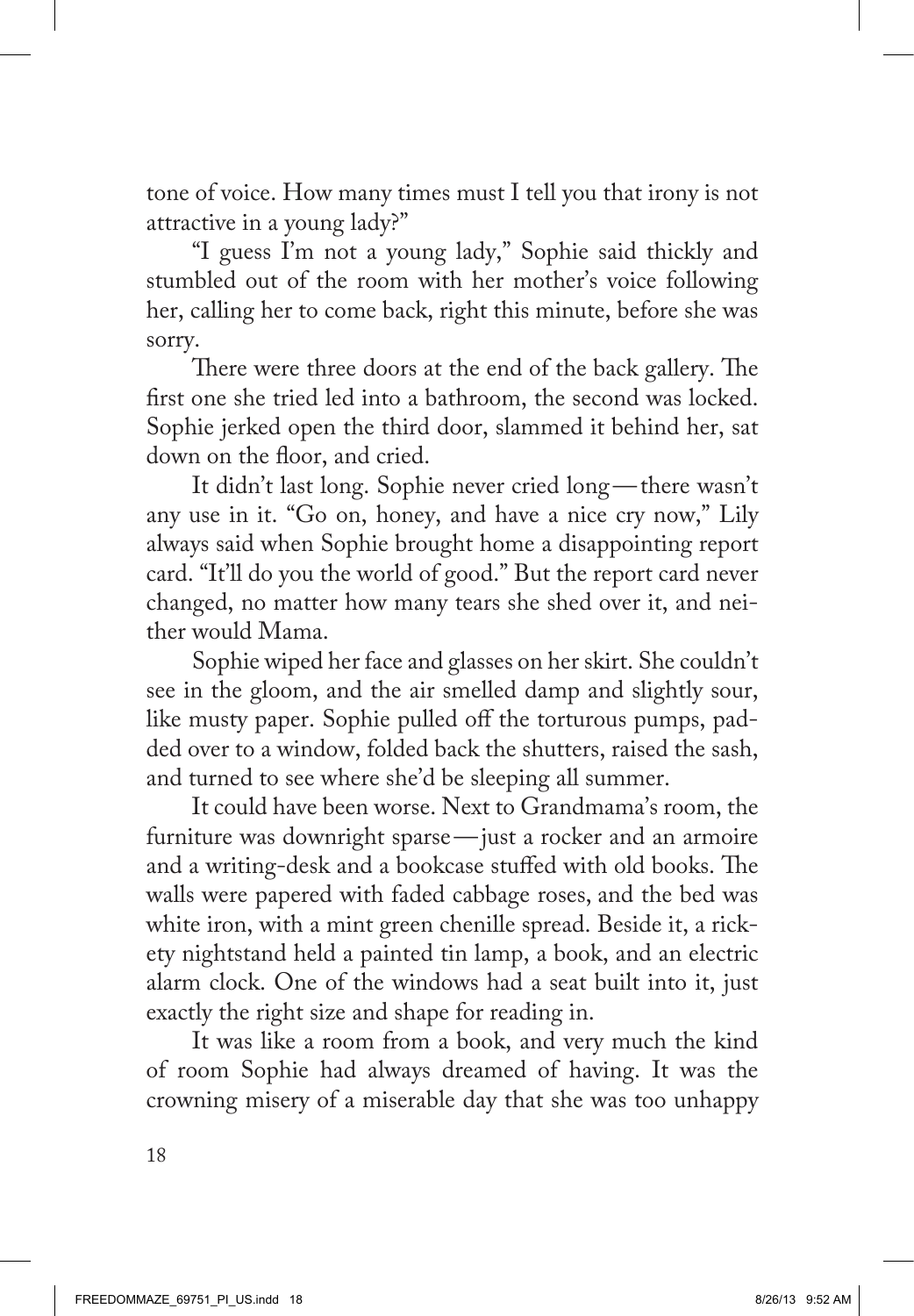tone of voice. How many times must I tell you that irony is not attractive in a young lady?"

"I guess I'm not a young lady," Sophie said thickly and stumbled out of the room with her mother's voice following her, calling her to come back, right this minute, before she was sorry.

There were three doors at the end of the back gallery. The first one she tried led into a bathroom, the second was locked. Sophie jerked open the third door, slammed it behind her, sat down on the floor, and cried.

It didn't last long. Sophie never cried long—there wasn't any use in it. "Go on, honey, and have a nice cry now," Lily always said when Sophie brought home a disappointing report card. "It'll do you the world of good." But the report card never changed, no matter how many tears she shed over it, and neither would Mama.

Sophie wiped her face and glasses on her skirt. She couldn't see in the gloom, and the air smelled damp and slightly sour, like musty paper. Sophie pulled off the torturous pumps, padded over to a window, folded back the shutters, raised the sash, and turned to see where she'd be sleeping all summer.

It could have been worse. Next to Grandmama's room, the furniture was downright sparse—just a rocker and an armoire and a writing-desk and a bookcase stuffed with old books. The walls were papered with faded cabbage roses, and the bed was white iron, with a mint green chenille spread. Beside it, a rickety nightstand held a painted tin lamp, a book, and an electric alarm clock. One of the windows had a seat built into it, just exactly the right size and shape for reading in.

It was like a room from a book, and very much the kind of room Sophie had always dreamed of having. It was the crowning misery of a miserable day that she was too unhappy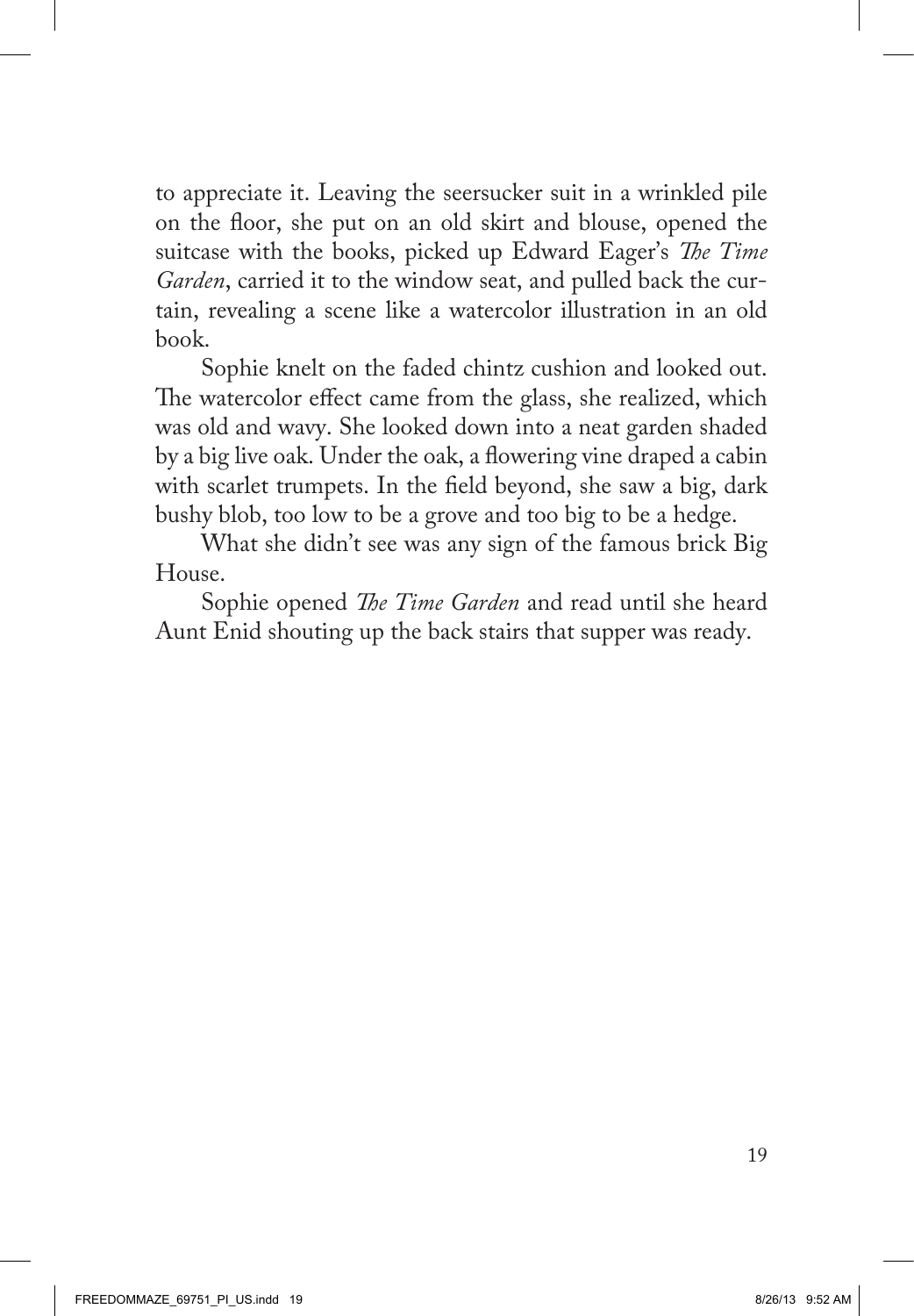to appreciate it. Leaving the seersucker suit in a wrinkled pile on the floor, she put on an old skirt and blouse, opened the suitcase with the books, picked up Edward Eager's *The Time Garden*, carried it to the window seat, and pulled back the curtain, revealing a scene like a watercolor illustration in an old book.

Sophie knelt on the faded chintz cushion and looked out. The watercolor effect came from the glass, she realized, which was old and wavy. She looked down into a neat garden shaded by a big live oak. Under the oak, a flowering vine draped a cabin with scarlet trumpets. In the field beyond, she saw a big, dark bushy blob, too low to be a grove and too big to be a hedge.

What she didn't see was any sign of the famous brick Big House.

Sophie opened *The Time Garden* and read until she heard Aunt Enid shouting up the back stairs that supper was ready.